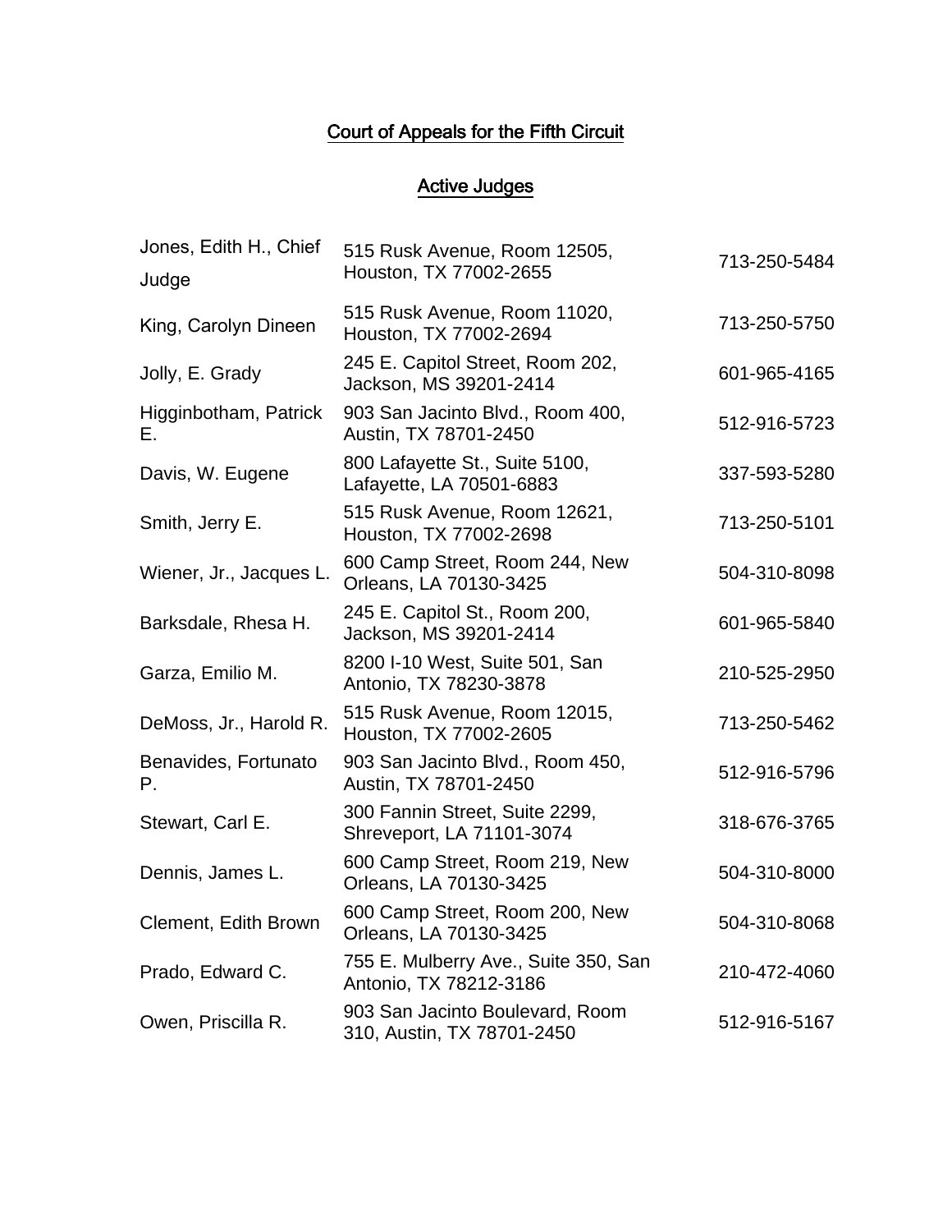# Court of Appeals for the Fifth Circuit

## Active Judges

| | | |
|---|---|---|
| Jones, Edith H., Chief Judge | 515 Rusk Avenue, Room 12505, Houston, TX 77002-2655 | 713-250-5484 |
| King, Carolyn Dineen | 515 Rusk Avenue, Room 11020, Houston, TX 77002-2694 | 713-250-5750 |
| Jolly, E. Grady | 245 E. Capitol Street, Room 202, Jackson, MS 39201-2414 | 601-965-4165 |
| Higginbotham, Patrick E. | 903 San Jacinto Blvd., Room 400, Austin, TX 78701-2450 | 512-916-5723 |
| Davis, W. Eugene | 800 Lafayette St., Suite 5100, Lafayette, LA 70501-6883 | 337-593-5280 |
| Smith, Jerry E. | 515 Rusk Avenue, Room 12621, Houston, TX 77002-2698 | 713-250-5101 |
| Wiener, Jr., Jacques L. | 600 Camp Street, Room 244, New Orleans, LA 70130-3425 | 504-310-8098 |
| Barksdale, Rhesa H. | 245 E. Capitol St., Room 200, Jackson, MS 39201-2414 | 601-965-5840 |
| Garza, Emilio M. | 8200 I-10 West, Suite 501, San Antonio, TX 78230-3878 | 210-525-2950 |
| DeMoss, Jr., Harold R. | 515 Rusk Avenue, Room 12015, Houston, TX 77002-2605 | 713-250-5462 |
| Benavides, Fortunato P. | 903 San Jacinto Blvd., Room 450, Austin, TX 78701-2450 | 512-916-5796 |
| Stewart, Carl E. | 300 Fannin Street, Suite 2299, Shreveport, LA 71101-3074 | 318-676-3765 |
| Dennis, James L. | 600 Camp Street, Room 219, New Orleans, LA 70130-3425 | 504-310-8000 |
| Clement, Edith Brown | 600 Camp Street, Room 200, New Orleans, LA 70130-3425 | 504-310-8068 |
| Prado, Edward C. | 755 E. Mulberry Ave., Suite 350, San Antonio, TX 78212-3186 | 210-472-4060 |
| Owen, Priscilla R. | 903 San Jacinto Boulevard, Room 310, Austin, TX 78701-2450 | 512-916-5167 |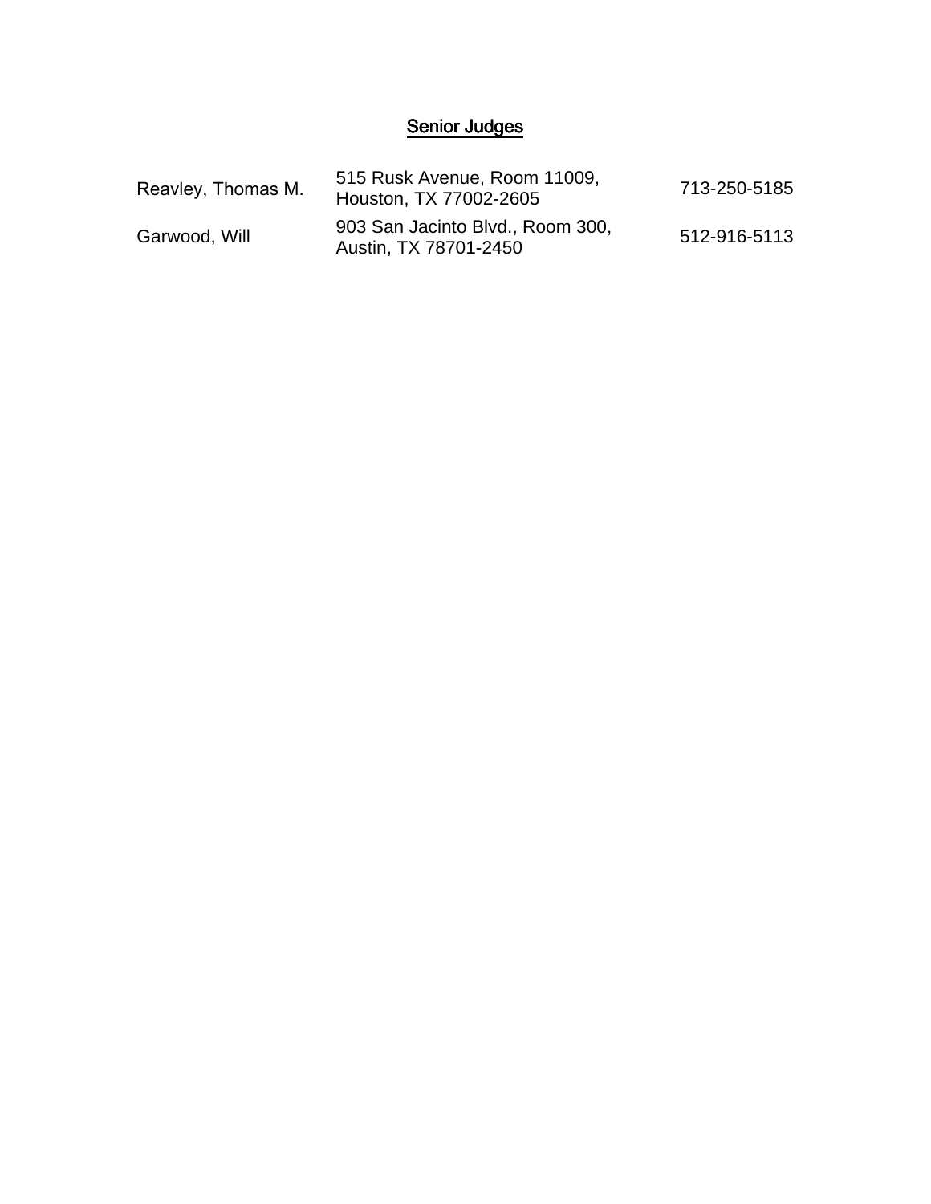# Senior Judges

| | | |
|---|---|---|
| Reavley, Thomas M. | 515 Rusk Avenue, Room 11009, Houston, TX 77002-2605 | 713-250-5185 |
| Garwood, Will | 903 San Jacinto Blvd., Room 300, Austin, TX 78701-2450 | 512-916-5113 |